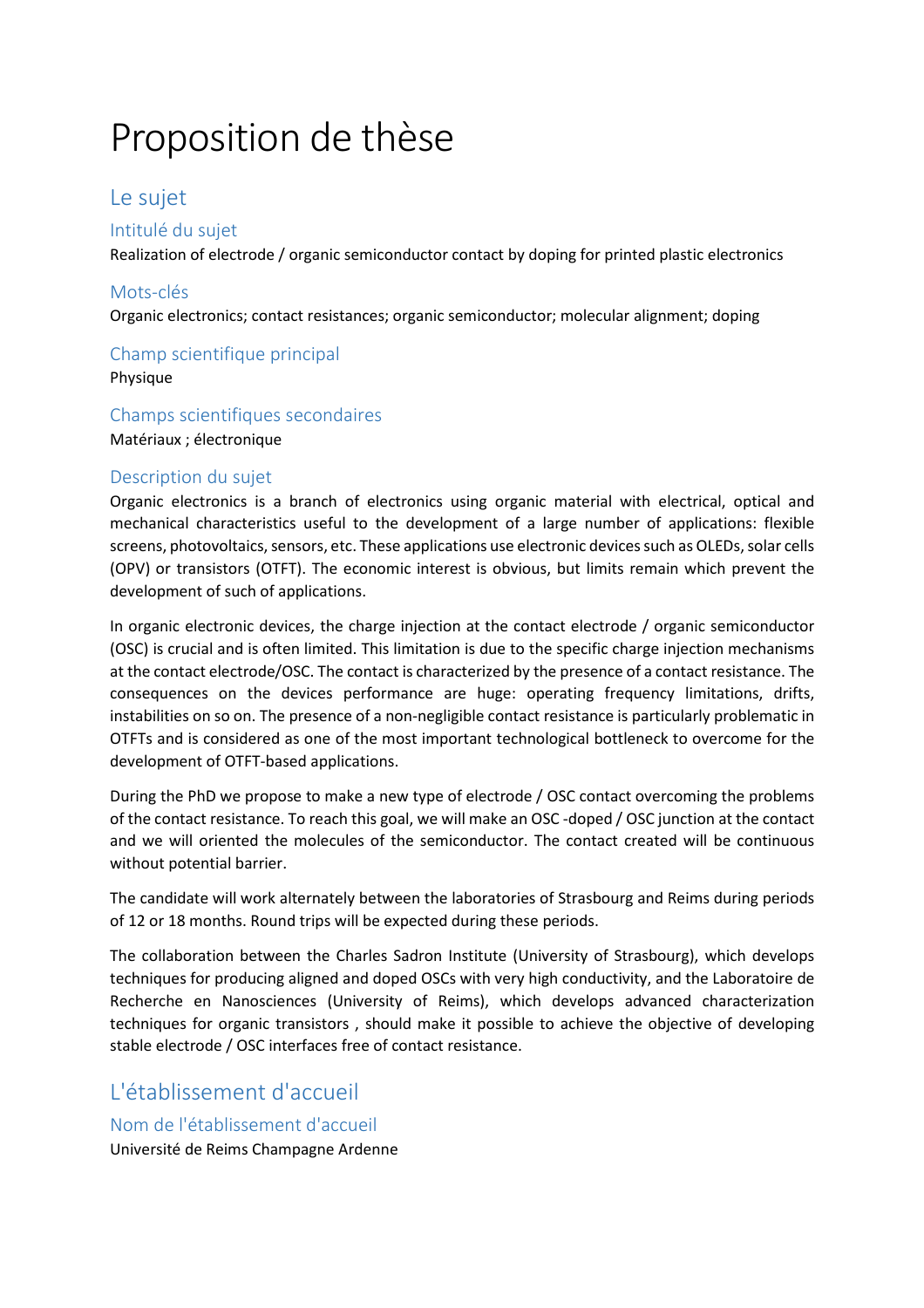# Proposition de thèse

## Le sujet

### Intitulé du sujet

Realization of electrode / organic semiconductor contact by doping for printed plastic electronics

### Mots-clés

Organic electronics; contact resistances; organic semiconductor; molecular alignment; doping

### Champ scientifique principal

Physique

### Champs scientifiques secondaires

Matériaux ; électronique

### Description du sujet

Organic electronics is a branch of electronics using organic material with electrical, optical and mechanical characteristics useful to the development of a large number of applications: flexible screens, photovoltaics, sensors, etc. These applications use electronic devices such as OLEDs, solar cells (OPV) or transistors (OTFT). The economic interest is obvious, but limits remain which prevent the development of such of applications.

In organic electronic devices, the charge injection at the contact electrode / organic semiconductor (OSC) is crucial and is often limited. This limitation is due to the specific charge injection mechanisms at the contact electrode/OSC. The contact is characterized by the presence of a contact resistance. The consequences on the devices performance are huge: operating frequency limitations, drifts, instabilities on so on. The presence of a non-negligible contact resistance is particularly problematic in OTFTs and is considered as one of the most important technological bottleneck to overcome for the development of OTFT-based applications.

During the PhD we propose to make a new type of electrode / OSC contact overcoming the problems of the contact resistance. To reach this goal, we will make an OSC -doped / OSC junction at the contact and we will oriented the molecules of the semiconductor. The contact created will be continuous without potential barrier.

The candidate will work alternately between the laboratories of Strasbourg and Reims during periods of 12 or 18 months. Round trips will be expected during these periods.

The collaboration between the Charles Sadron Institute (University of Strasbourg), which develops techniques for producing aligned and doped OSCs with very high conductivity, and the Laboratoire de Recherche en Nanosciences (University of Reims), which develops advanced characterization techniques for organic transistors , should make it possible to achieve the objective of developing stable electrode / OSC interfaces free of contact resistance.

## L'établissement d'accueil

### Nom de l'établissement d'accueil

Université de Reims Champagne Ardenne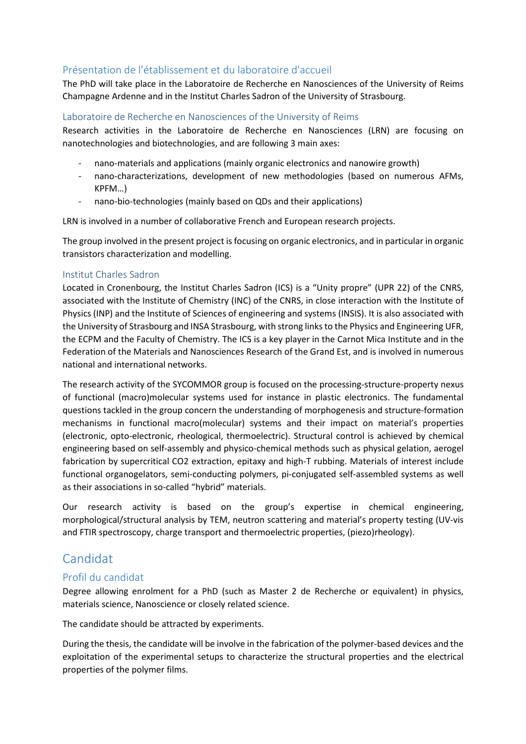## Présentation de l'établissement et du laboratoire d'accueil

The PhD will take place in the Laboratoire de Recherche en Nanosciences of the University of Reims Champagne Ardenne and in the Institut Charles Sadron of the University of Strasbourg.

### Laboratoire de Recherche en Nanosciences of the University of Reims

Research activities in the Laboratoire de Recherche en Nanosciences (LRN) are focusing on nanotechnologies and biotechnologies, and are following 3 main axes:

- nano-materials and applications (mainly organic electronics and nanowire growth)
- nano-characterizations, development of new methodologies (based on numerous AFMs, KPFM…)
- nano-bio-technologies (mainly based on QDs and their applications)

LRN is involved in a number of collaborative French and European research projects.

The group involved in the present project is focusing on organic electronics, and in particular in organic transistors characterization and modelling.

### Institut Charles Sadron

Located in Cronenbourg, the Institut Charles Sadron (ICS) is a "Unity propre" (UPR 22) of the CNRS, associated with the Institute of Chemistry (INC) of the CNRS, in close interaction with the Institute of Physics (INP) and the Institute of Sciences of engineering and systems (INSIS). It is also associated with the University of Strasbourg and INSA Strasbourg, with strong links to the Physics and Engineering UFR, the ECPM and the Faculty of Chemistry. The ICS is a key player in the Carnot Mica Institute and in the Federation of the Materials and Nanosciences Research of the Grand Est, and is involved in numerous national and international networks.

The research activity of the SYCOMMOR group is focused on the processing-structure-property nexus of functional (macro)molecular systems used for instance in plastic electronics. The fundamental questions tackled in the group concern the understanding of morphogenesis and structure-formation mechanisms in functional macro(molecular) systems and their impact on material's properties (electronic, opto-electronic, rheological, thermoelectric). Structural control is achieved by chemical engineering based on self-assembly and physico-chemical methods such as physical gelation, aerogel fabrication by supercritical CO2 extraction, epitaxy and high-T rubbing. Materials of interest include functional organogelators, semi-conducting polymers, pi-conjugated self-assembled systems as well as their associations in so-called "hybrid" materials.

Our research activity is based on the group's expertise in chemical engineering, morphological/structural analysis by TEM, neutron scattering and material's property testing (UV-vis and FTIR spectroscopy, charge transport and thermoelectric properties, (piezo)rheology).

# Candidat

## Profil du candidat

Degree allowing enrolment for a PhD (such as Master 2 de Recherche or equivalent) in physics, materials science, Nanoscience or closely related science.

The candidate should be attracted by experiments.

During the thesis, the candidate will be involve in the fabrication of the polymer-based devices and the exploitation of the experimental setups to characterize the structural properties and the electrical properties of the polymer films.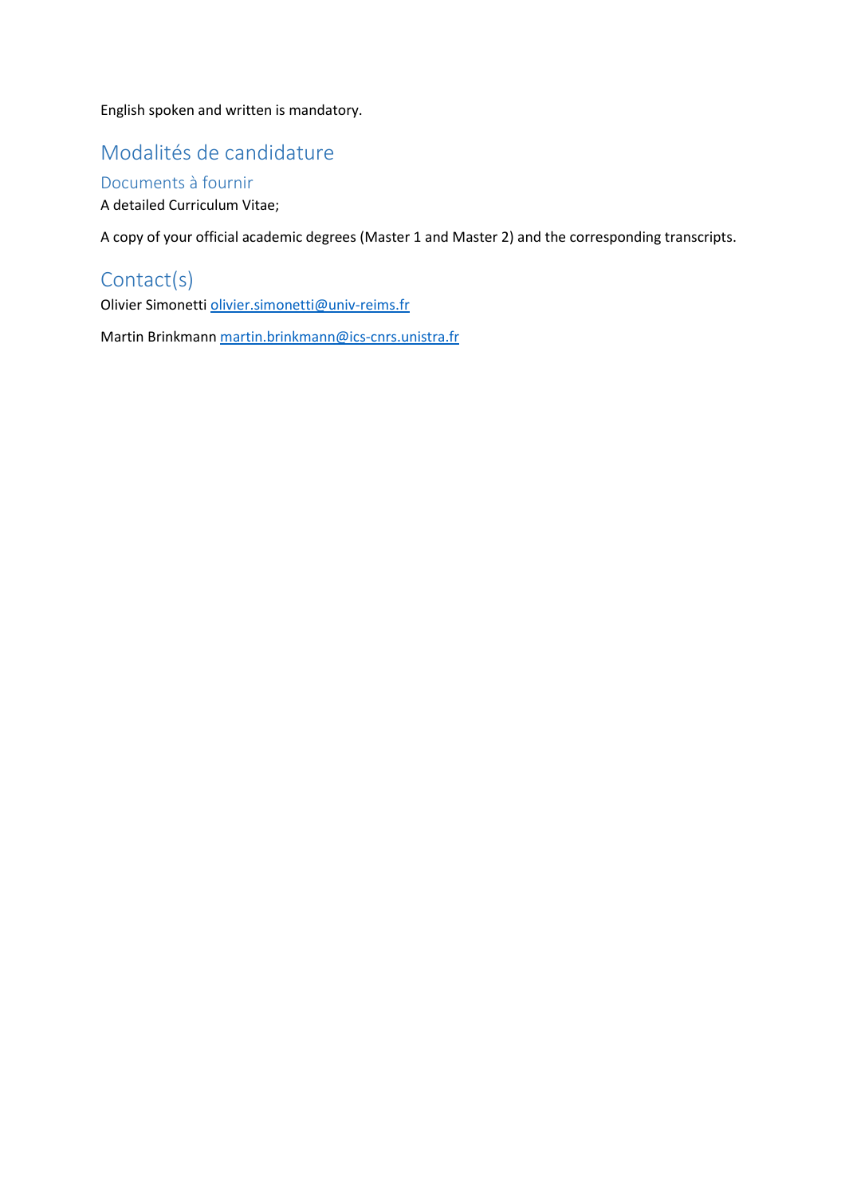English spoken and written is mandatory.

## Modalités de candidature

### Documents à fournir

A detailed Curriculum Vitae;

A copy of your official academic degrees (Master 1 and Master 2) and the corresponding transcripts.

## Contact(s)

Olivier Simonetti olivier.simonetti@univ-reims.fr

Martin Brinkmann martin.brinkmann@ics-cnrs.unistra.fr